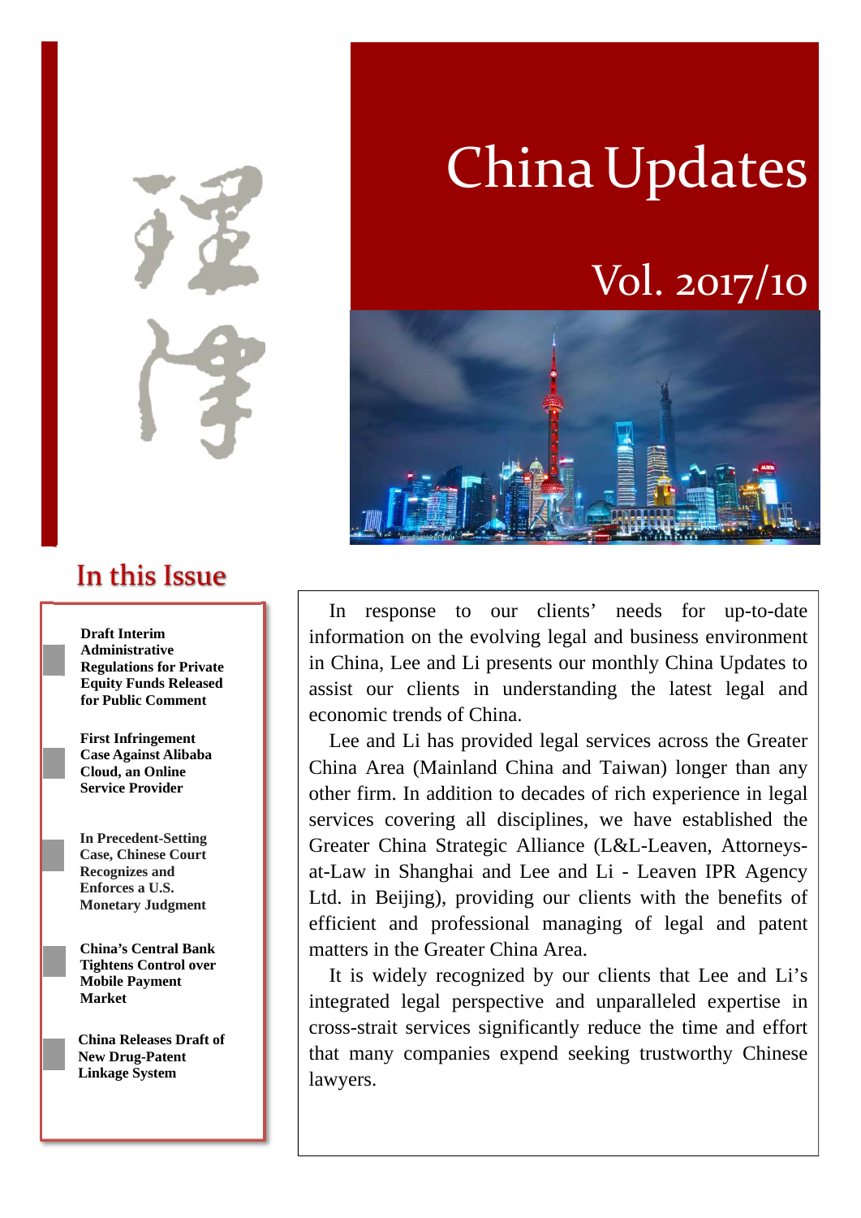# China Updates

## Vol. 2017/10

## In this Issue

- **Draft Interim Administrative Regulations for Private Equity Funds Released for Public Comment**
- **First Infringement Case Against Alibaba Cloud, an Online Service Provider**
- **In Precedent-Setting Case, Chinese Court Recognizes and Enforces a U.S. Monetary Judgment**
- **China's Central Bank Tightens Control over Mobile Payment Market**
- **China Releases Draft of New Drug-Patent Linkage System**

In response to our clients' needs for up-to-date information on the evolving legal and business environment in China, Lee and Li presents our monthly China Updates to assist our clients in understanding the latest legal and economic trends of China.

Lee and Li has provided legal services across the Greater China Area (Mainland China and Taiwan) longer than any other firm. In addition to decades of rich experience in legal services covering all disciplines, we have established the Greater China Strategic Alliance (L&L-Leaven, Attorneys-at-Law in Shanghai and Lee and Li - Leaven IPR Agency Ltd. in Beijing), providing our clients with the benefits of efficient and professional managing of legal and patent matters in the Greater China Area.

It is widely recognized by our clients that Lee and Li's integrated legal perspective and unparalleled expertise in cross-strait services significantly reduce the time and effort that many companies expend seeking trustworthy Chinese lawyers.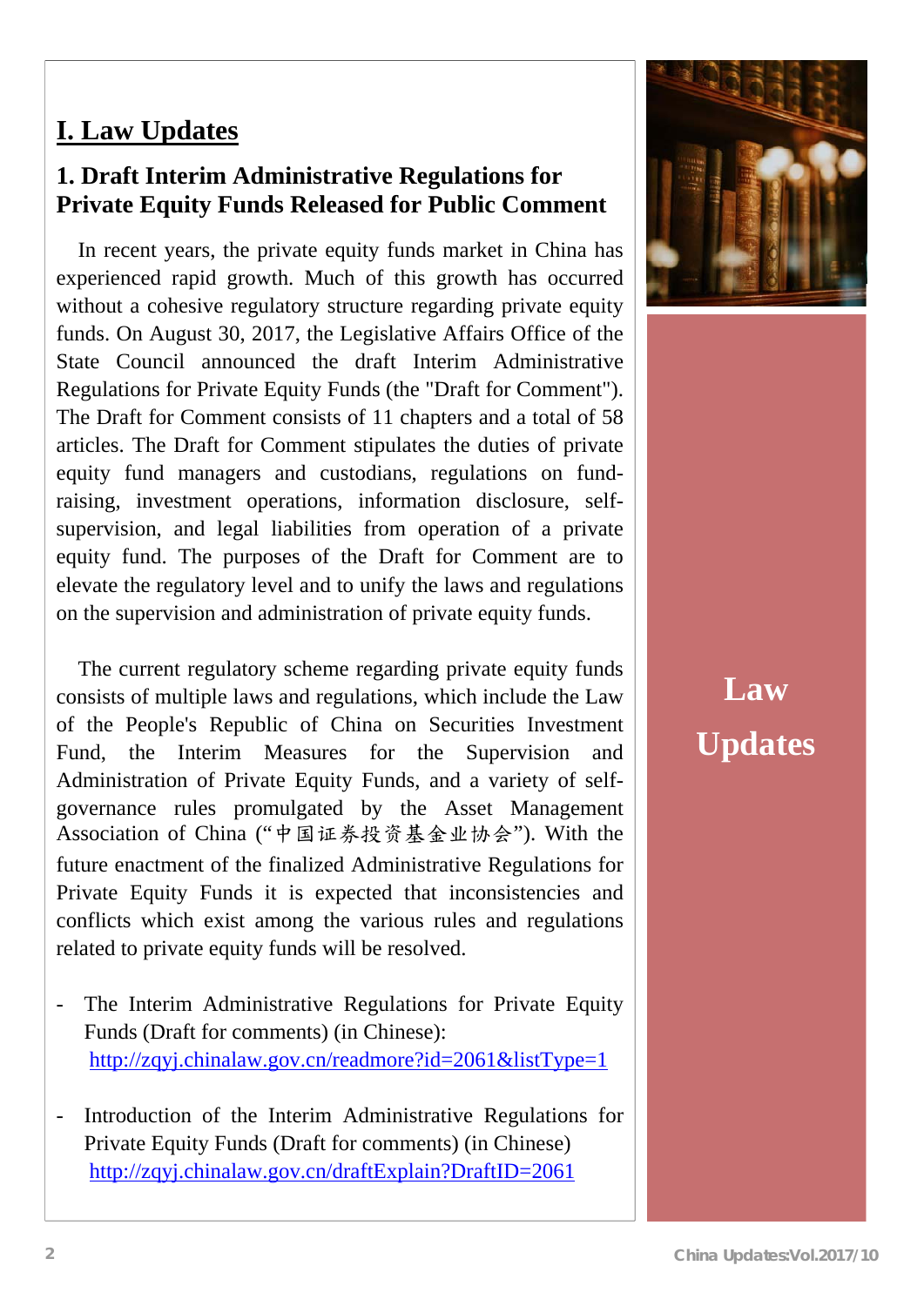# I. Law Updates

## 1. Draft Interim Administrative Regulations for Private Equity Funds Released for Public Comment

In recent years, the private equity funds market in China has experienced rapid growth. Much of this growth has occurred without a cohesive regulatory structure regarding private equity funds. On August 30, 2017, the Legislative Affairs Office of the State Council announced the draft Interim Administrative Regulations for Private Equity Funds (the "Draft for Comment"). The Draft for Comment consists of 11 chapters and a total of 58 articles. The Draft for Comment stipulates the duties of private equity fund managers and custodians, regulations on fund-raising, investment operations, information disclosure, self-supervision, and legal liabilities from operation of a private equity fund. The purposes of the Draft for Comment are to elevate the regulatory level and to unify the laws and regulations on the supervision and administration of private equity funds.

The current regulatory scheme regarding private equity funds consists of multiple laws and regulations, which include the Law of the People's Republic of China on Securities Investment Fund, the Interim Measures for the Supervision and Administration of Private Equity Funds, and a variety of self-governance rules promulgated by the Asset Management Association of China ("中国证券投资基金业协会"). With the future enactment of the finalized Administrative Regulations for Private Equity Funds it is expected that inconsistencies and conflicts which exist among the various rules and regulations related to private equity funds will be resolved.

- The Interim Administrative Regulations for Private Equity Funds (Draft for comments) (in Chinese):
  http://zqyj.chinalaw.gov.cn/readmore?id=2061&listType=1

- Introduction of the Interim Administrative Regulations for Private Equity Funds (Draft for comments) (in Chinese)
  http://zqyj.chinalaw.gov.cn/draftExplain?DraftID=2061

Law Updates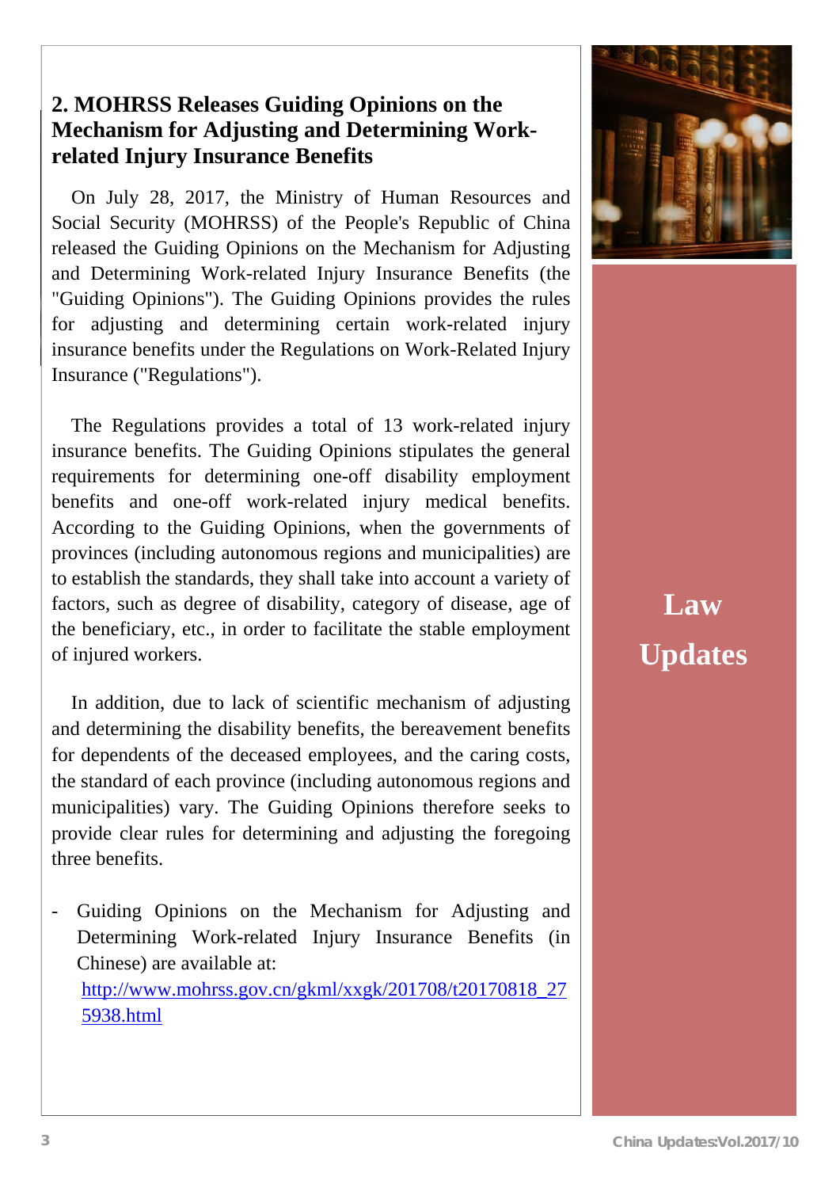## 2. MOHRSS Releases Guiding Opinions on the Mechanism for Adjusting and Determining Work-related Injury Insurance Benefits

On July 28, 2017, the Ministry of Human Resources and Social Security (MOHRSS) of the People's Republic of China released the Guiding Opinions on the Mechanism for Adjusting and Determining Work-related Injury Insurance Benefits (the "Guiding Opinions"). The Guiding Opinions provides the rules for adjusting and determining certain work-related injury insurance benefits under the Regulations on Work-Related Injury Insurance ("Regulations").

The Regulations provides a total of 13 work-related injury insurance benefits. The Guiding Opinions stipulates the general requirements for determining one-off disability employment benefits and one-off work-related injury medical benefits. According to the Guiding Opinions, when the governments of provinces (including autonomous regions and municipalities) are to establish the standards, they shall take into account a variety of factors, such as degree of disability, category of disease, age of the beneficiary, etc., in order to facilitate the stable employment of injured workers.

In addition, due to lack of scientific mechanism of adjusting and determining the disability benefits, the bereavement benefits for dependents of the deceased employees, and the caring costs, the standard of each province (including autonomous regions and municipalities) vary. The Guiding Opinions therefore seeks to provide clear rules for determining and adjusting the foregoing three benefits.

- Guiding Opinions on the Mechanism for Adjusting and Determining Work-related Injury Insurance Benefits (in Chinese) are available at: http://www.mohrss.gov.cn/gkml/xxgk/201708/t20170818_275938.html

**Law Updates**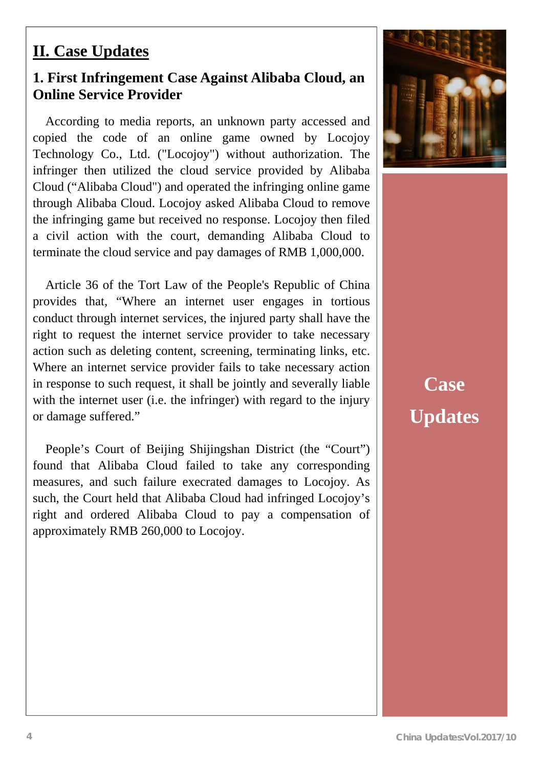## II. Case Updates

### 1. First Infringement Case Against Alibaba Cloud, an Online Service Provider

According to media reports, an unknown party accessed and copied the code of an online game owned by Locojoy Technology Co., Ltd. ("Locojoy") without authorization. The infringer then utilized the cloud service provided by Alibaba Cloud ("Alibaba Cloud") and operated the infringing online game through Alibaba Cloud. Locojoy asked Alibaba Cloud to remove the infringing game but received no response. Locojoy then filed a civil action with the court, demanding Alibaba Cloud to terminate the cloud service and pay damages of RMB 1,000,000.

Article 36 of the Tort Law of the People's Republic of China provides that, "Where an internet user engages in tortious conduct through internet services, the injured party shall have the right to request the internet service provider to take necessary action such as deleting content, screening, terminating links, etc. Where an internet service provider fails to take necessary action in response to such request, it shall be jointly and severally liable with the internet user (i.e. the infringer) with regard to the injury or damage suffered."

People's Court of Beijing Shijingshan District (the "Court") found that Alibaba Cloud failed to take any corresponding measures, and such failure execrated damages to Locojoy. As such, the Court held that Alibaba Cloud had infringed Locojoy's right and ordered Alibaba Cloud to pay a compensation of approximately RMB 260,000 to Locojoy.

Case Updates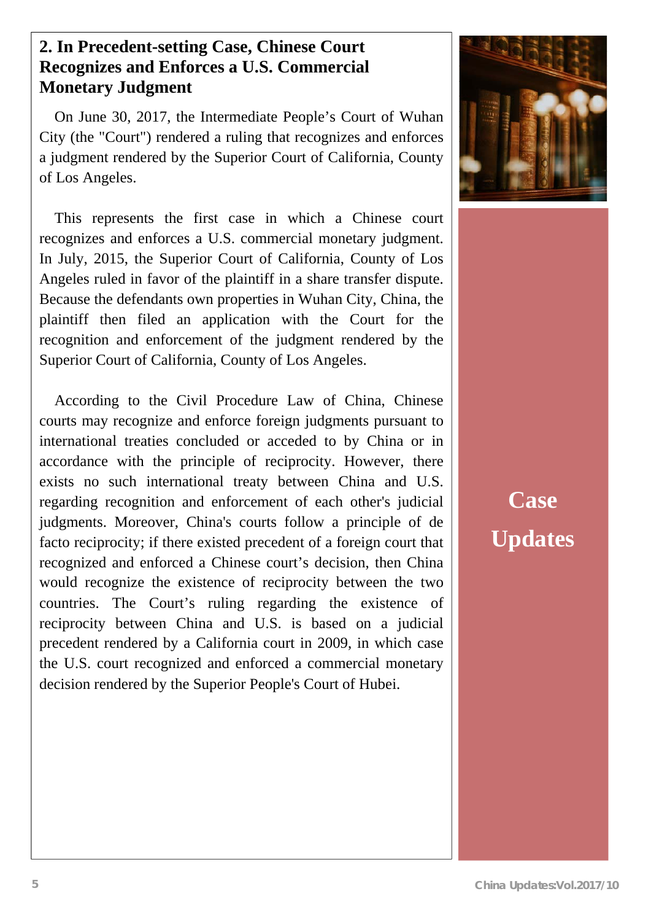## 2. In Precedent-setting Case, Chinese Court Recognizes and Enforces a U.S. Commercial Monetary Judgment

On June 30, 2017, the Intermediate People's Court of Wuhan City (the "Court") rendered a ruling that recognizes and enforces a judgment rendered by the Superior Court of California, County of Los Angeles.

This represents the first case in which a Chinese court recognizes and enforces a U.S. commercial monetary judgment. In July, 2015, the Superior Court of California, County of Los Angeles ruled in favor of the plaintiff in a share transfer dispute. Because the defendants own properties in Wuhan City, China, the plaintiff then filed an application with the Court for the recognition and enforcement of the judgment rendered by the Superior Court of California, County of Los Angeles.

According to the Civil Procedure Law of China, Chinese courts may recognize and enforce foreign judgments pursuant to international treaties concluded or acceded to by China or in accordance with the principle of reciprocity. However, there exists no such international treaty between China and U.S. regarding recognition and enforcement of each other's judicial judgments. Moreover, China's courts follow a principle of de facto reciprocity; if there existed precedent of a foreign court that recognized and enforced a Chinese court's decision, then China would recognize the existence of reciprocity between the two countries. The Court's ruling regarding the existence of reciprocity between China and U.S. is based on a judicial precedent rendered by a California court in 2009, in which case the U.S. court recognized and enforced a commercial monetary decision rendered by the Superior People's Court of Hubei.

**Case Updates**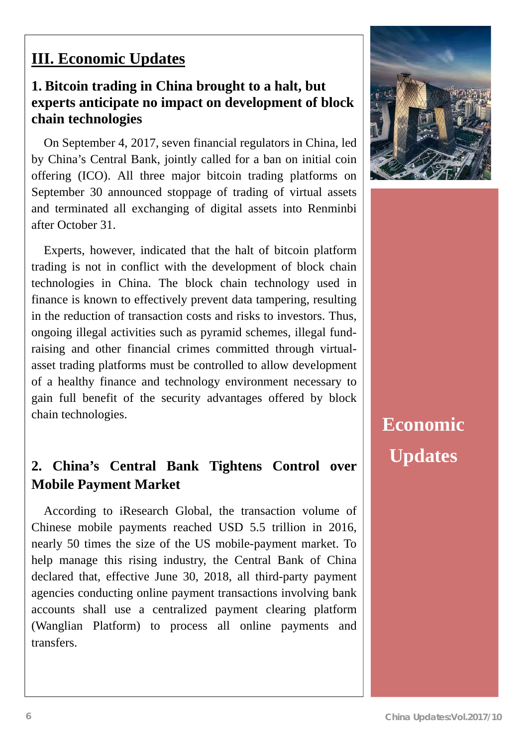# III. Economic Updates

## 1. Bitcoin trading in China brought to a halt, but experts anticipate no impact on development of block chain technologies

On September 4, 2017, seven financial regulators in China, led by China's Central Bank, jointly called for a ban on initial coin offering (ICO). All three major bitcoin trading platforms on September 30 announced stoppage of trading of virtual assets and terminated all exchanging of digital assets into Renminbi after October 31.

Experts, however, indicated that the halt of bitcoin platform trading is not in conflict with the development of block chain technologies in China. The block chain technology used in finance is known to effectively prevent data tampering, resulting in the reduction of transaction costs and risks to investors. Thus, ongoing illegal activities such as pyramid schemes, illegal fund-raising and other financial crimes committed through virtual-asset trading platforms must be controlled to allow development of a healthy finance and technology environment necessary to gain full benefit of the security advantages offered by block chain technologies.

## 2. China's Central Bank Tightens Control over Mobile Payment Market

According to iResearch Global, the transaction volume of Chinese mobile payments reached USD 5.5 trillion in 2016, nearly 50 times the size of the US mobile-payment market. To help manage this rising industry, the Central Bank of China declared that, effective June 30, 2018, all third-party payment agencies conducting online payment transactions involving bank accounts shall use a centralized payment clearing platform (Wanglian Platform) to process all online payments and transfers.

**Economic Updates**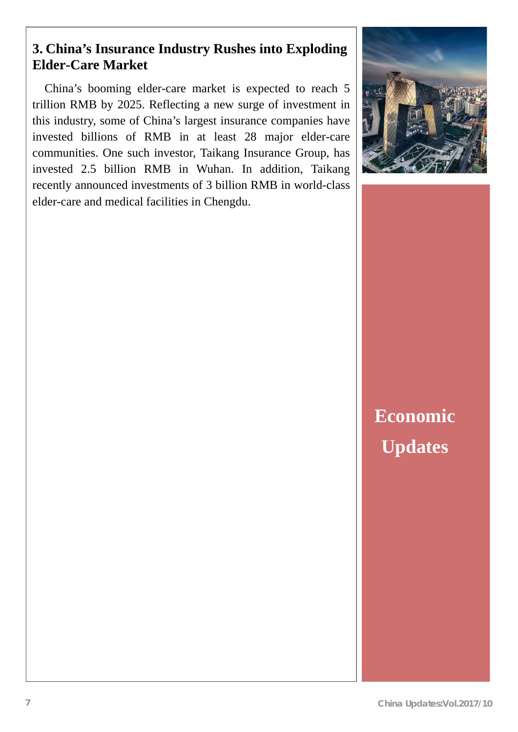## 3. China's Insurance Industry Rushes into Exploding Elder-Care Market

China's booming elder-care market is expected to reach 5 trillion RMB by 2025. Reflecting a new surge of investment in this industry, some of China's largest insurance companies have invested billions of RMB in at least 28 major elder-care communities. One such investor, Taikang Insurance Group, has invested 2.5 billion RMB in Wuhan. In addition, Taikang recently announced investments of 3 billion RMB in world-class elder-care and medical facilities in Chengdu.

**Economic Updates**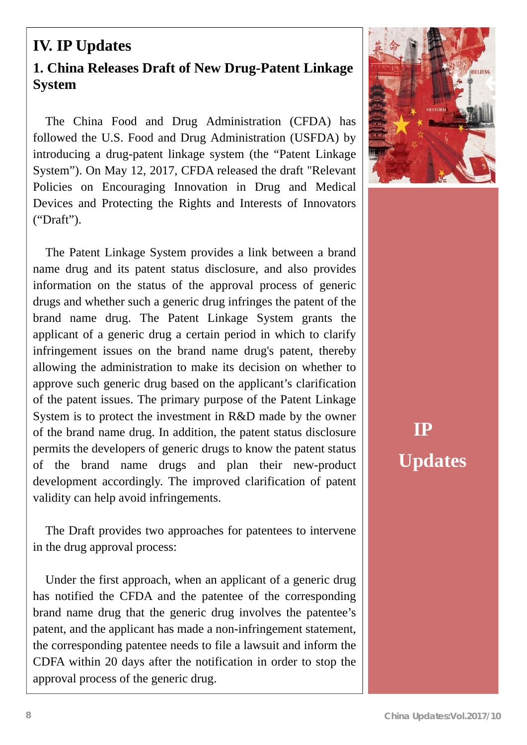# IV. IP Updates

## 1. China Releases Draft of New Drug-Patent Linkage System

The China Food and Drug Administration (CFDA) has followed the U.S. Food and Drug Administration (USFDA) by introducing a drug-patent linkage system (the "Patent Linkage System"). On May 12, 2017, CFDA released the draft "Relevant Policies on Encouraging Innovation in Drug and Medical Devices and Protecting the Rights and Interests of Innovators ("Draft").

The Patent Linkage System provides a link between a brand name drug and its patent status disclosure, and also provides information on the status of the approval process of generic drugs and whether such a generic drug infringes the patent of the brand name drug. The Patent Linkage System grants the applicant of a generic drug a certain period in which to clarify infringement issues on the brand name drug's patent, thereby allowing the administration to make its decision on whether to approve such generic drug based on the applicant's clarification of the patent issues. The primary purpose of the Patent Linkage System is to protect the investment in R&D made by the owner of the brand name drug. In addition, the patent status disclosure permits the developers of generic drugs to know the patent status of the brand name drugs and plan their new-product development accordingly. The improved clarification of patent validity can help avoid infringements.

The Draft provides two approaches for patentees to intervene in the drug approval process:

Under the first approach, when an applicant of a generic drug has notified the CFDA and the patentee of the corresponding brand name drug that the generic drug involves the patentee's patent, and the applicant has made a non-infringement statement, the corresponding patentee needs to file a lawsuit and inform the CDFA within 20 days after the notification in order to stop the approval process of the generic drug.

**IP Updates**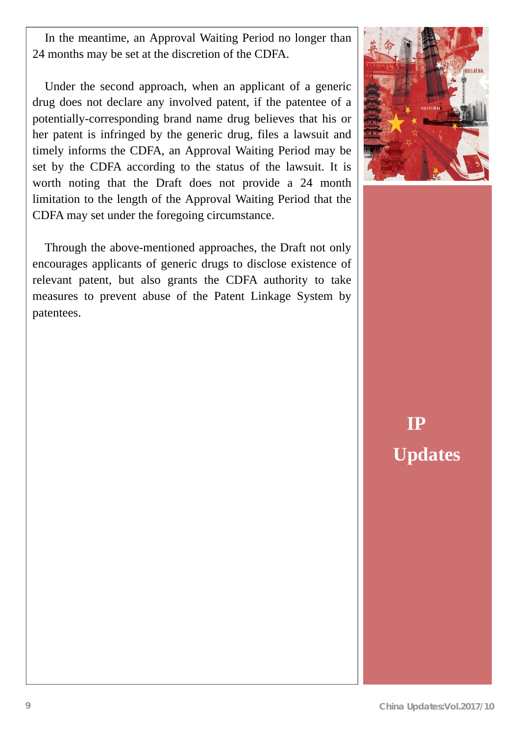In the meantime, an Approval Waiting Period no longer than 24 months may be set at the discretion of the CDFA.

Under the second approach, when an applicant of a generic drug does not declare any involved patent, if the patentee of a potentially-corresponding brand name drug believes that his or her patent is infringed by the generic drug, files a lawsuit and timely informs the CDFA, an Approval Waiting Period may be set by the CDFA according to the status of the lawsuit. It is worth noting that the Draft does not provide a 24 month limitation to the length of the Approval Waiting Period that the CDFA may set under the foregoing circumstance.

Through the above-mentioned approaches, the Draft not only encourages applicants of generic drugs to disclose existence of relevant patent, but also grants the CDFA authority to take measures to prevent abuse of the Patent Linkage System by patentees.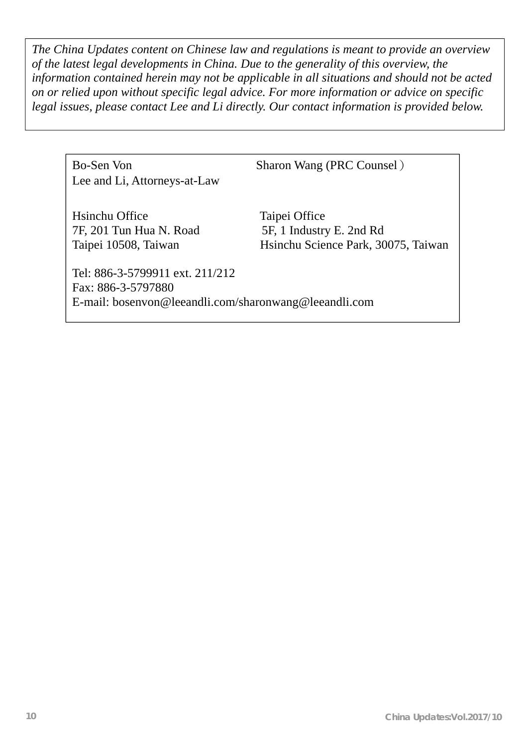*The China Updates content on Chinese law and regulations is meant to provide an overview of the latest legal developments in China. Due to the generality of this overview, the information contained herein may not be applicable in all situations and should not be acted on or relied upon without specific legal advice. For more information or advice on specific legal issues, please contact Lee and Li directly. Our contact information is provided below.*

| | |
|---|---|
| Bo-Sen Von | Sharon Wang (PRC Counsel） |
| Lee and Li, Attorneys-at-Law | |
| | |
| Hsinchu Office | Taipei Office |
| 7F, 201 Tun Hua N. Road | 5F, 1 Industry E. 2nd Rd |
| Taipei 10508, Taiwan | Hsinchu Science Park, 30075, Taiwan |

Tel: 886-3-5799911 ext. 211/212
Fax: 886-3-5797880
E-mail: bosenvon@leeandli.com/sharonwang@leeandli.com